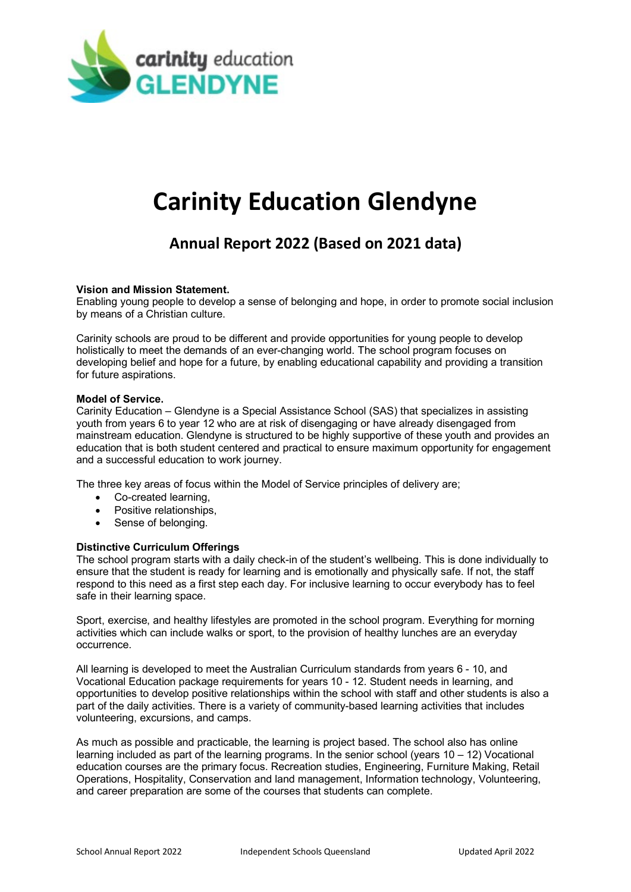# Carinity Education Glendyne

## Annual Report 2022 (Based on 2021 data)

**Vision and Mission Statement.**
Enabling young people to develop a sense of belonging and hope, in order to promote social inclusion by means of a Christian culture.

Carinity schools are proud to be different and provide opportunities for young people to develop holistically to meet the demands of an ever-changing world. The school program focuses on developing belief and hope for a future, by enabling educational capability and providing a transition for future aspirations.

**Model of Service.**
Carinity Education – Glendyne is a Special Assistance School (SAS) that specializes in assisting youth from years 6 to year 12 who are at risk of disengaging or have already disengaged from mainstream education. Glendyne is structured to be highly supportive of these youth and provides an education that is both student centered and practical to ensure maximum opportunity for engagement and a successful education to work journey.

The three key areas of focus within the Model of Service principles of delivery are;

- Co-created learning,
- Positive relationships,
- Sense of belonging.

**Distinctive Curriculum Offerings**
The school program starts with a daily check-in of the student's wellbeing. This is done individually to ensure that the student is ready for learning and is emotionally and physically safe. If not, the staff respond to this need as a first step each day. For inclusive learning to occur everybody has to feel safe in their learning space.

Sport, exercise, and healthy lifestyles are promoted in the school program. Everything for morning activities which can include walks or sport, to the provision of healthy lunches are an everyday occurrence.

All learning is developed to meet the Australian Curriculum standards from years 6 - 10, and Vocational Education package requirements for years 10 - 12. Student needs in learning, and opportunities to develop positive relationships within the school with staff and other students is also a part of the daily activities. There is a variety of community-based learning activities that includes volunteering, excursions, and camps.

As much as possible and practicable, the learning is project based. The school also has online learning included as part of the learning programs. In the senior school (years 10 – 12) Vocational education courses are the primary focus. Recreation studies, Engineering, Furniture Making, Retail Operations, Hospitality, Conservation and land management, Information technology, Volunteering, and career preparation are some of the courses that students can complete.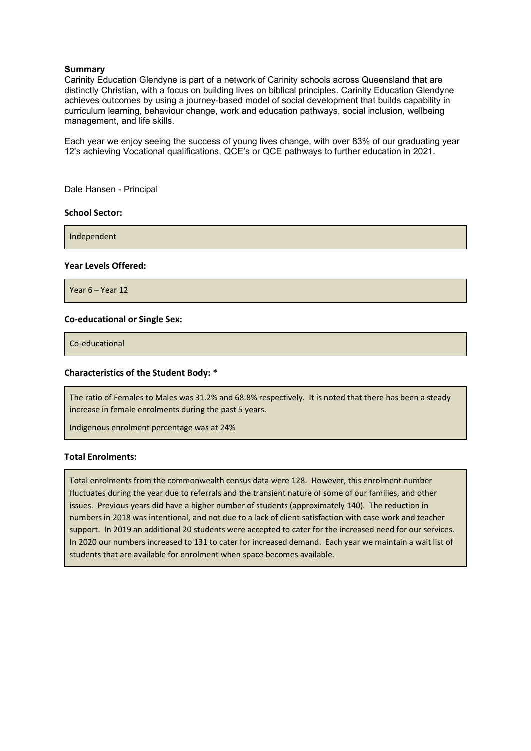**Summary**

Carinity Education Glendyne is part of a network of Carinity schools across Queensland that are distinctly Christian, with a focus on building lives on biblical principles. Carinity Education Glendyne achieves outcomes by using a journey-based model of social development that builds capability in curriculum learning, behaviour change, work and education pathways, social inclusion, wellbeing management, and life skills.

Each year we enjoy seeing the success of young lives change, with over 83% of our graduating year 12's achieving Vocational qualifications, QCE's or QCE pathways to further education in 2021.

Dale Hansen - Principal

**School Sector:**

Independent

**Year Levels Offered:**

Year 6 – Year 12

**Co-educational or Single Sex:**

Co-educational

**Characteristics of the Student Body: ***

The ratio of Females to Males was 31.2% and 68.8% respectively. It is noted that there has been a steady increase in female enrolments during the past 5 years.

Indigenous enrolment percentage was at 24%

**Total Enrolments:**

Total enrolments from the commonwealth census data were 128. However, this enrolment number fluctuates during the year due to referrals and the transient nature of some of our families, and other issues. Previous years did have a higher number of students (approximately 140). The reduction in numbers in 2018 was intentional, and not due to a lack of client satisfaction with case work and teacher support. In 2019 an additional 20 students were accepted to cater for the increased need for our services. In 2020 our numbers increased to 131 to cater for increased demand. Each year we maintain a wait list of students that are available for enrolment when space becomes available.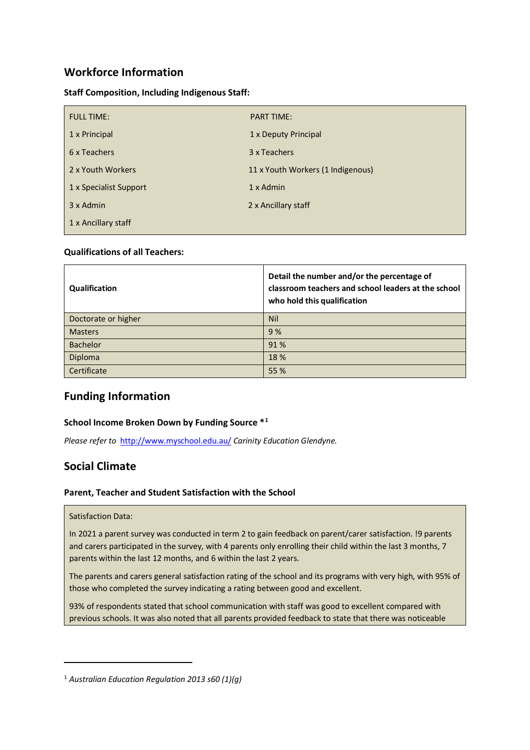## Workforce Information

### Staff Composition, Including Indigenous Staff:

| FULL TIME: | PART TIME: |
|---|---|
| 1 x Principal | 1 x Deputy Principal |
| 6 x Teachers | 3 x Teachers |
| 2 x Youth Workers | 11 x Youth Workers (1 Indigenous) |
| 1 x Specialist Support | 1 x Admin |
| 3 x Admin | 2 x Ancillary staff |
| 1 x Ancillary staff | |

### Qualifications of all Teachers:

| Qualification | Detail the number and/or the percentage of classroom teachers and school leaders at the school who hold this qualification |
|---|---|
| Doctorate or higher | Nil |
| Masters | 9 % |
| Bachelor | 91 % |
| Diploma | 18 % |
| Certificate | 55 % |

## Funding Information

### School Income Broken Down by Funding Source *[1]

*Please refer to* http://www.myschool.edu.au/ *Carinity Education Glendyne.*

## Social Climate

### Parent, Teacher and Student Satisfaction with the School

Satisfaction Data:

In 2021 a parent survey was conducted in term 2 to gain feedback on parent/carer satisfaction. !9 parents and carers participated in the survey, with 4 parents only enrolling their child within the last 3 months, 7 parents within the last 12 months, and 6 within the last 2 years.

The parents and carers general satisfaction rating of the school and its programs with very high, with 95% of those who completed the survey indicating a rating between good and excellent.

93% of respondents stated that school communication with staff was good to excellent compared with previous schools. It was also noted that all parents provided feedback to state that there was noticeable

[1] *Australian Education Regulation 2013 s60 (1)(g)*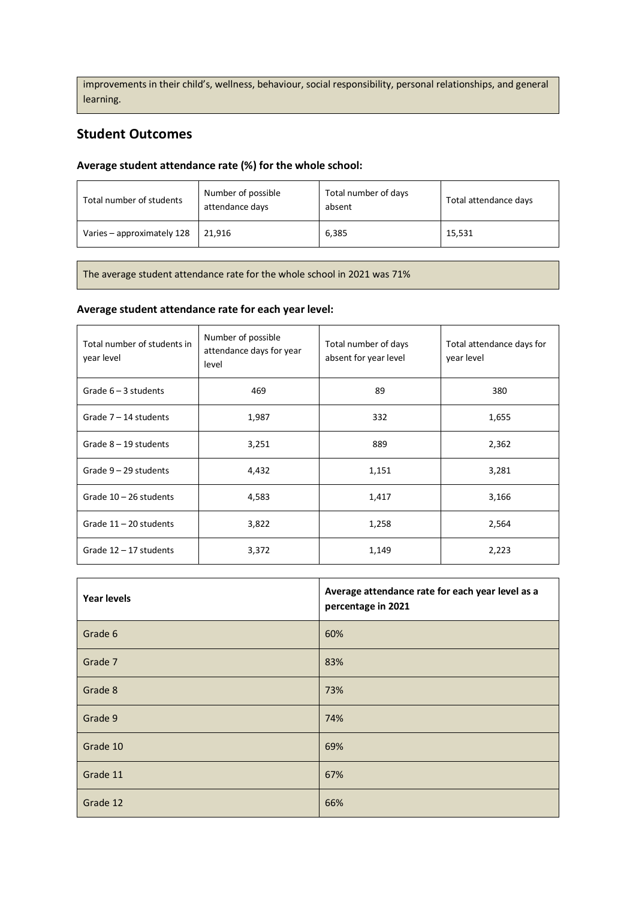improvements in their child's, wellness, behaviour, social responsibility, personal relationships, and general learning.

## Student Outcomes

### Average student attendance rate (%) for the whole school:

| Total number of students | Number of possible attendance days | Total number of days absent | Total attendance days |
|---|---|---|---|
| Varies – approximately 128 | 21,916 | 6,385 | 15,531 |

The average student attendance rate for the whole school in 2021 was 71%

### Average student attendance rate for each year level:

| Total number of students in year level | Number of possible attendance days for year level | Total number of days absent for year level | Total attendance days for year level |
|---|---|---|---|
| Grade 6 – 3 students | 469 | 89 | 380 |
| Grade 7 – 14 students | 1,987 | 332 | 1,655 |
| Grade 8 – 19 students | 3,251 | 889 | 2,362 |
| Grade 9 – 29 students | 4,432 | 1,151 | 3,281 |
| Grade 10 – 26 students | 4,583 | 1,417 | 3,166 |
| Grade 11 – 20 students | 3,822 | 1,258 | 2,564 |
| Grade 12 – 17 students | 3,372 | 1,149 | 2,223 |

| **Year levels** | **Average attendance rate for each year level as a percentage in 2021** |
|---|---|
| Grade 6 | 60% |
| Grade 7 | 83% |
| Grade 8 | 73% |
| Grade 9 | 74% |
| Grade 10 | 69% |
| Grade 11 | 67% |
| Grade 12 | 66% |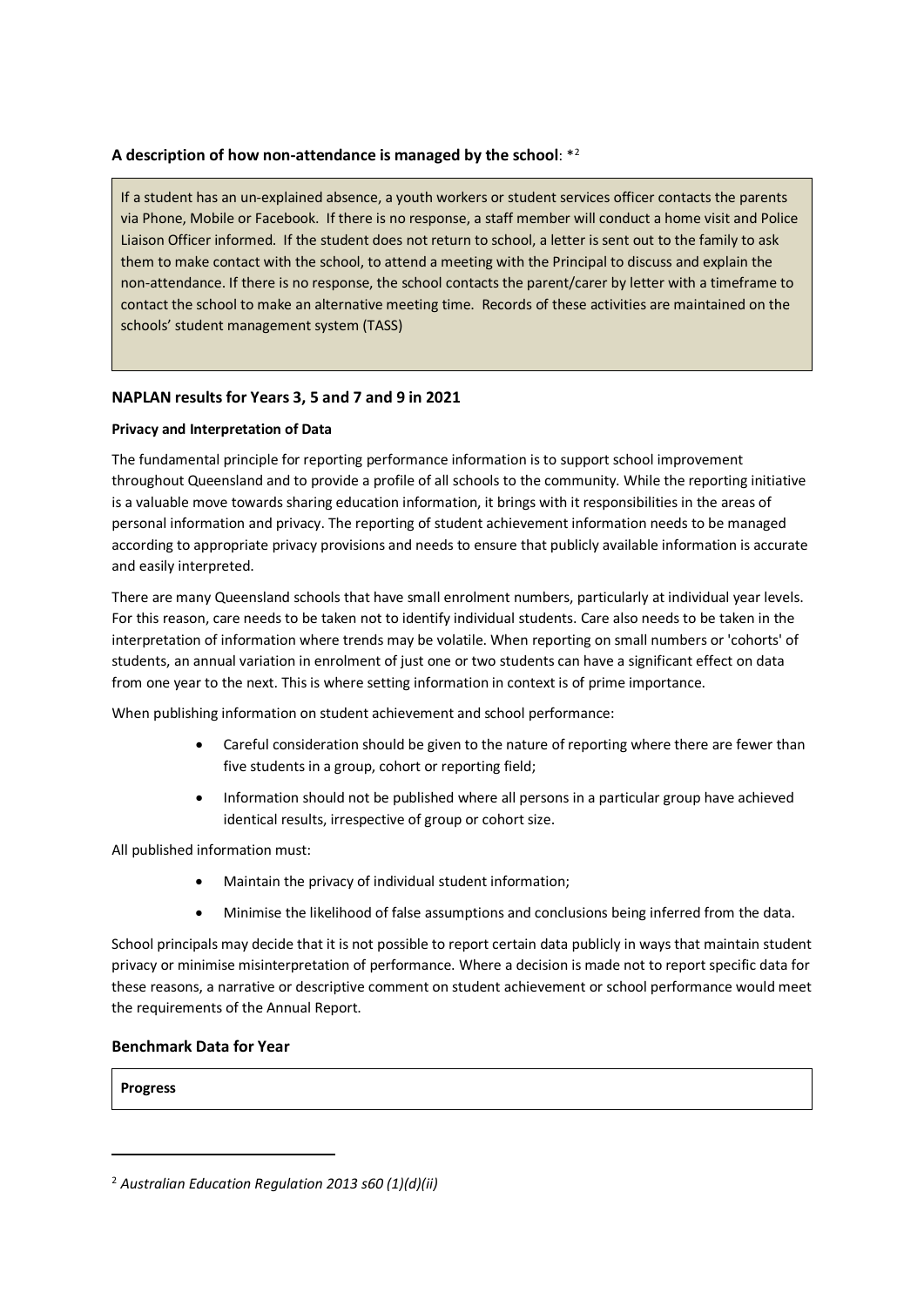**A description of how non-attendance is managed by the school**: *[2]

If a student has an un-explained absence, a youth workers or student services officer contacts the parents via Phone, Mobile or Facebook. If there is no response, a staff member will conduct a home visit and Police Liaison Officer informed. If the student does not return to school, a letter is sent out to the family to ask them to make contact with the school, to attend a meeting with the Principal to discuss and explain the non-attendance. If there is no response, the school contacts the parent/carer by letter with a timeframe to contact the school to make an alternative meeting time. Records of these activities are maintained on the schools' student management system (TASS)

### NAPLAN results for Years 3, 5 and 7 and 9 in 2021

#### Privacy and Interpretation of Data

The fundamental principle for reporting performance information is to support school improvement throughout Queensland and to provide a profile of all schools to the community. While the reporting initiative is a valuable move towards sharing education information, it brings with it responsibilities in the areas of personal information and privacy. The reporting of student achievement information needs to be managed according to appropriate privacy provisions and needs to ensure that publicly available information is accurate and easily interpreted.

There are many Queensland schools that have small enrolment numbers, particularly at individual year levels. For this reason, care needs to be taken not to identify individual students. Care also needs to be taken in the interpretation of information where trends may be volatile. When reporting on small numbers or 'cohorts' of students, an annual variation in enrolment of just one or two students can have a significant effect on data from one year to the next. This is where setting information in context is of prime importance.

When publishing information on student achievement and school performance:

- Careful consideration should be given to the nature of reporting where there are fewer than five students in a group, cohort or reporting field;
- Information should not be published where all persons in a particular group have achieved identical results, irrespective of group or cohort size.

All published information must:

- Maintain the privacy of individual student information;
- Minimise the likelihood of false assumptions and conclusions being inferred from the data.

School principals may decide that it is not possible to report certain data publicly in ways that maintain student privacy or minimise misinterpretation of performance. Where a decision is made not to report specific data for these reasons, a narrative or descriptive comment on student achievement or school performance would meet the requirements of the Annual Report.

### Benchmark Data for Year

**Progress**

---

[2] *Australian Education Regulation 2013 s60 (1)(d)(ii)*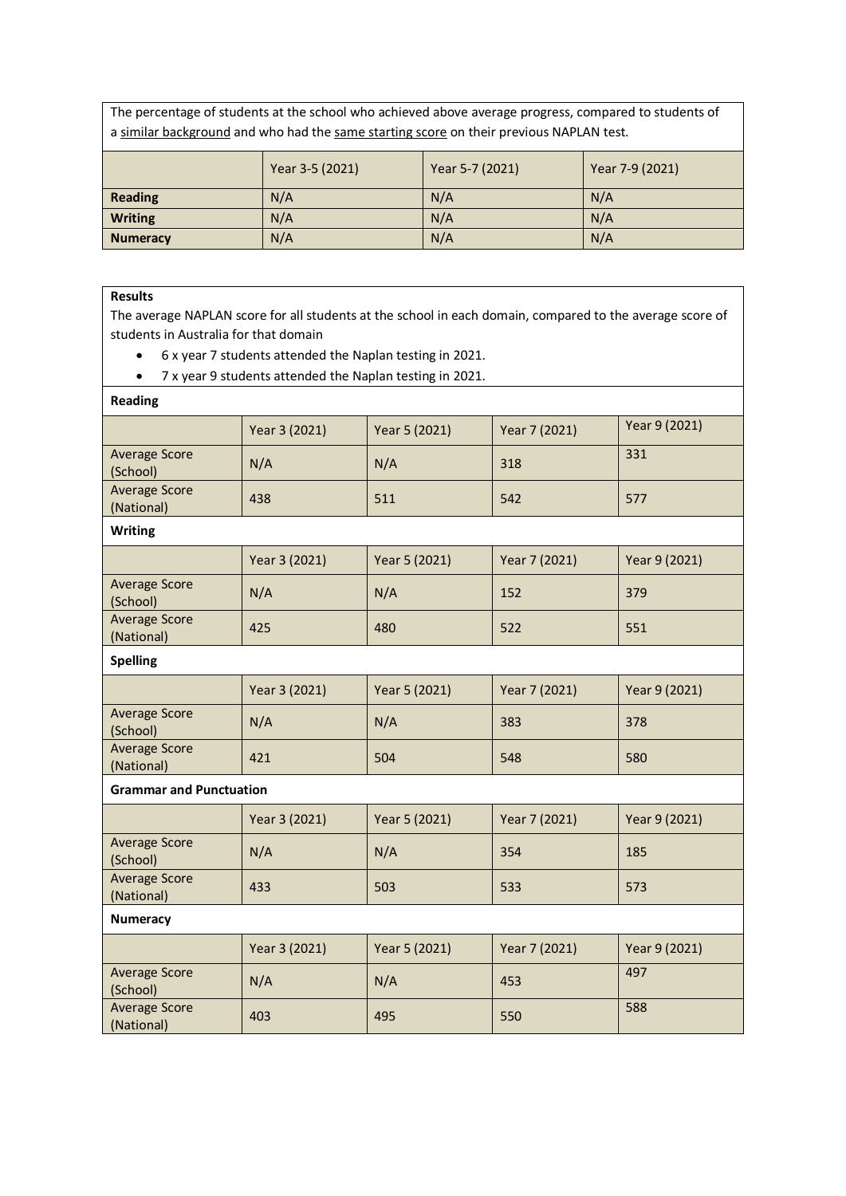| The percentage of students at the school who achieved above average progress, compared to students of a similar background and who had the same starting score on their previous NAPLAN test. | | | |
|---|---|---|---|
| | Year 3-5 (2021) | Year 5-7 (2021) | Year 7-9 (2021) |
| **Reading** | N/A | N/A | N/A |
| **Writing** | N/A | N/A | N/A |
| **Numeracy** | N/A | N/A | N/A |

**Results**

The average NAPLAN score for all students at the school in each domain, compared to the average score of students in Australia for that domain

- 6 x year 7 students attended the Naplan testing in 2021.
- 7 x year 9 students attended the Naplan testing in 2021.

**Reading**

| | Year 3 (2021) | Year 5 (2021) | Year 7 (2021) | Year 9 (2021) |
|---|---|---|---|---|
| Average Score (School) | N/A | N/A | 318 | 331 |
| Average Score (National) | 438 | 511 | 542 | 577 |

**Writing**

| | Year 3 (2021) | Year 5 (2021) | Year 7 (2021) | Year 9 (2021) |
|---|---|---|---|---|
| Average Score (School) | N/A | N/A | 152 | 379 |
| Average Score (National) | 425 | 480 | 522 | 551 |

**Spelling**

| | Year 3 (2021) | Year 5 (2021) | Year 7 (2021) | Year 9 (2021) |
|---|---|---|---|---|
| Average Score (School) | N/A | N/A | 383 | 378 |
| Average Score (National) | 421 | 504 | 548 | 580 |

**Grammar and Punctuation**

| | Year 3 (2021) | Year 5 (2021) | Year 7 (2021) | Year 9 (2021) |
|---|---|---|---|---|
| Average Score (School) | N/A | N/A | 354 | 185 |
| Average Score (National) | 433 | 503 | 533 | 573 |

**Numeracy**

| | Year 3 (2021) | Year 5 (2021) | Year 7 (2021) | Year 9 (2021) |
|---|---|---|---|---|
| Average Score (School) | N/A | N/A | 453 | 497 |
| Average Score (National) | 403 | 495 | 550 | 588 |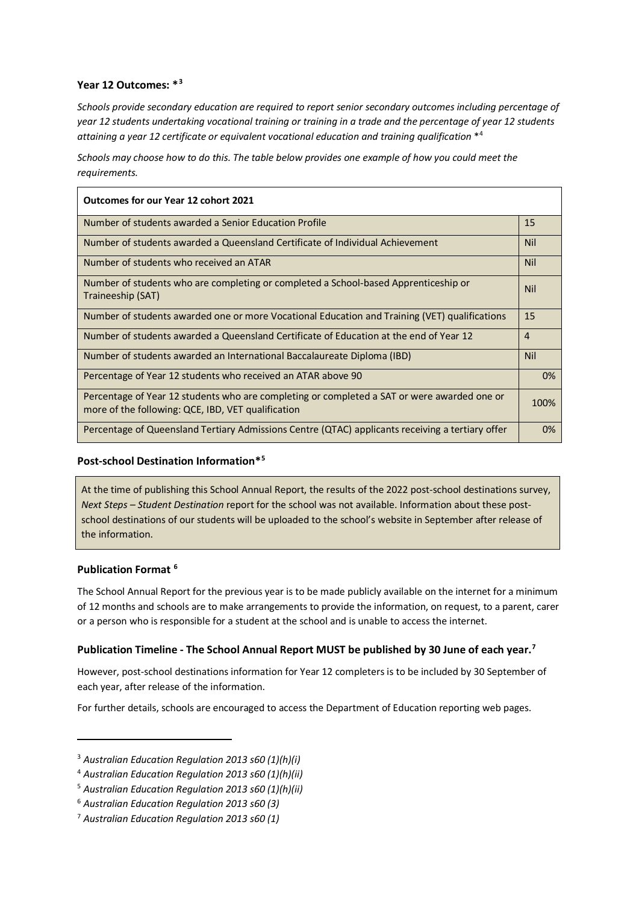## Year 12 Outcomes: *[3]

*Schools provide secondary education are required to report senior secondary outcomes including percentage of year 12 students undertaking vocational training or training in a trade and the percentage of year 12 students attaining a year 12 certificate or equivalent vocational education and training qualification* *[4]

*Schools may choose how to do this. The table below provides one example of how you could meet the requirements.*

| **Outcomes for our Year 12 cohort 2021** | |
|---|---|
| Number of students awarded a Senior Education Profile | 15 |
| Number of students awarded a Queensland Certificate of Individual Achievement | Nil |
| Number of students who received an ATAR | Nil |
| Number of students who are completing or completed a School-based Apprenticeship or Traineeship (SAT) | Nil |
| Number of students awarded one or more Vocational Education and Training (VET) qualifications | 15 |
| Number of students awarded a Queensland Certificate of Education at the end of Year 12 | 4 |
| Number of students awarded an International Baccalaureate Diploma (IBD) | Nil |
| Percentage of Year 12 students who received an ATAR above 90 | 0% |
| Percentage of Year 12 students who are completing or completed a SAT or were awarded one or more of the following: QCE, IBD, VET qualification | 100% |
| Percentage of Queensland Tertiary Admissions Centre (QTAC) applicants receiving a tertiary offer | 0% |

## Post-school Destination Information*[5]

At the time of publishing this School Annual Report, the results of the 2022 post-school destinations survey, *Next Steps – Student Destination* report for the school was not available. Information about these post-school destinations of our students will be uploaded to the school's website in September after release of the information.

## Publication Format [6]

The School Annual Report for the previous year is to be made publicly available on the internet for a minimum of 12 months and schools are to make arrangements to provide the information, on request, to a parent, carer or a person who is responsible for a student at the school and is unable to access the internet.

## Publication Timeline - The School Annual Report MUST be published by 30 June of each year.[7]

However, post-school destinations information for Year 12 completers is to be included by 30 September of each year, after release of the information.

For further details, schools are encouraged to access the Department of Education reporting web pages.

---

[3] *Australian Education Regulation 2013 s60 (1)(h)(i)*

[4] *Australian Education Regulation 2013 s60 (1)(h)(ii)*

[5] *Australian Education Regulation 2013 s60 (1)(h)(ii)*

[6] *Australian Education Regulation 2013 s60 (3)*

[7] *Australian Education Regulation 2013 s60 (1)*